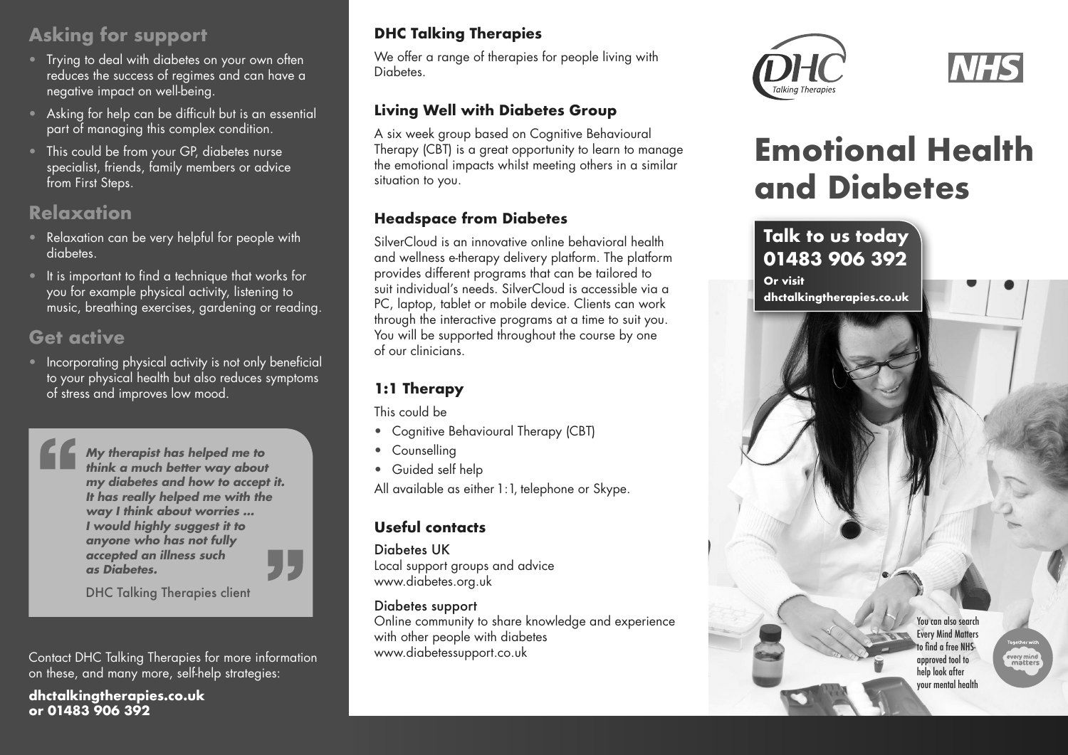## Asking for support

- Trying to deal with diabetes on your own often reduces the success of regimes and can have a negative impact on well-being.
- Asking for help can be difficult but is an essential part of managing this complex condition.
- This could be from your GP, diabetes nurse specialist, friends, family members or advice from First Steps.

## Relaxation

- Relaxation can be very helpful for people with diabetes.
- It is important to find a technique that works for you for example physical activity, listening to music, breathing exercises, gardening or reading.

## Get active

- Incorporating physical activity is not only beneficial to your physical health but also reduces symptoms of stress and improves low mood.

> ***My therapist has helped me to think a much better way about my diabetes and how to accept it. It has really helped me with the way I think about worries ... I would highly suggest it to anyone who has not fully accepted an illness such as Diabetes.***
>
> DHC Talking Therapies client

Contact DHC Talking Therapies for more information on these, and many more, self-help strategies:

**dhctalkingtherapies.co.uk or 01483 906 392**

### DHC Talking Therapies

We offer a range of therapies for people living with Diabetes.

### Living Well with Diabetes Group

A six week group based on Cognitive Behavioural Therapy (CBT) is a great opportunity to learn to manage the emotional impacts whilst meeting others in a similar situation to you.

### Headspace from Diabetes

SilverCloud is an innovative online behavioral health and wellness e-therapy delivery platform. The platform provides different programs that can be tailored to suit individual's needs. SilverCloud is accessible via a PC, laptop, tablet or mobile device. Clients can work through the interactive programs at a time to suit you. You will be supported throughout the course by one of our clinicians.

### 1:1 Therapy

This could be

- Cognitive Behavioural Therapy (CBT)
- Counselling
- Guided self help

All available as either 1:1, telephone or Skype.

### Useful contacts

Diabetes UK
Local support groups and advice
www.diabetes.org.uk

Diabetes support
Online community to share knowledge and experience with other people with diabetes
www.diabetessupport.co.uk

DHC Talking Therapies

NHS

# Emotional Health and Diabetes

**Talk to us today 01483 906 392**

**Or visit dhctalkingtherapies.co.uk**

You can also search Every Mind Matters to find a free NHS-approved tool to help look after your mental health

Together with every mind matters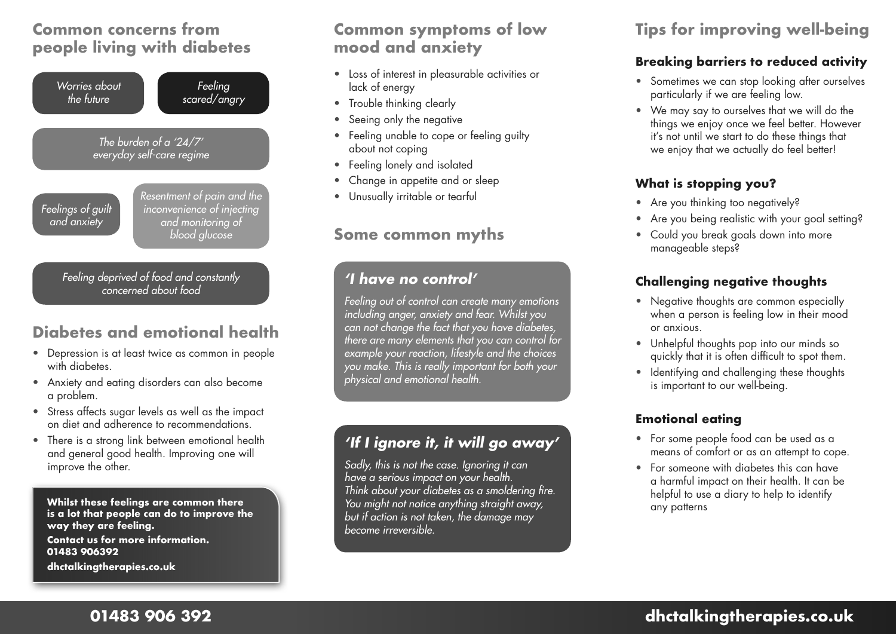## Common concerns from people living with diabetes

*Worries about the future*

*Feeling scared/angry*

*The burden of a '24/7' everyday self-care regime*

*Feelings of guilt and anxiety*

*Resentment of pain and the inconvenience of injecting and monitoring of blood glucose*

*Feeling deprived of food and constantly concerned about food*

## Diabetes and emotional health

- Depression is at least twice as common in people with diabetes.
- Anxiety and eating disorders can also become a problem.
- Stress affects sugar levels as well as the impact on diet and adherence to recommendations.
- There is a strong link between emotional health and general good health. Improving one will improve the other.

**Whilst these feelings are common there is a lot that people can do to improve the way they are feeling.**

**Contact us for more information. 01483 906392**

**dhctalkingtherapies.co.uk**

## Common symptoms of low mood and anxiety

- Loss of interest in pleasurable activities or lack of energy
- Trouble thinking clearly
- Seeing only the negative
- Feeling unable to cope or feeling guilty about not coping
- Feeling lonely and isolated
- Change in appetite and or sleep
- Unusually irritable or tearful

## Some common myths

### *'I have no control'*

*Feeling out of control can create many emotions including anger, anxiety and fear. Whilst you can not change the fact that you have diabetes, there are many elements that you can control for example your reaction, lifestyle and the choices you make. This is really important for both your physical and emotional health.*

### *'If I ignore it, it will go away'*

*Sadly, this is not the case. Ignoring it can have a serious impact on your health. Think about your diabetes as a smoldering fire. You might not notice anything straight away, but if action is not taken, the damage may become irreversible.*

## Tips for improving well-being

### Breaking barriers to reduced activity

- Sometimes we can stop looking after ourselves particularly if we are feeling low.
- We may say to ourselves that we will do the things we enjoy once we feel better. However it's not until we start to do these things that we enjoy that we actually do feel better!

### What is stopping you?

- Are you thinking too negatively?
- Are you being realistic with your goal setting?
- Could you break goals down into more manageable steps?

### Challenging negative thoughts

- Negative thoughts are common especially when a person is feeling low in their mood or anxious.
- Unhelpful thoughts pop into our minds so quickly that it is often difficult to spot them.
- Identifying and challenging these thoughts is important to our well-being.

### Emotional eating

- For some people food can be used as a means of comfort or as an attempt to cope.
- For someone with diabetes this can have a harmful impact on their health. It can be helpful to use a diary to help to identify any patterns

**01483 906 392** **dhctalkingtherapies.co.uk**